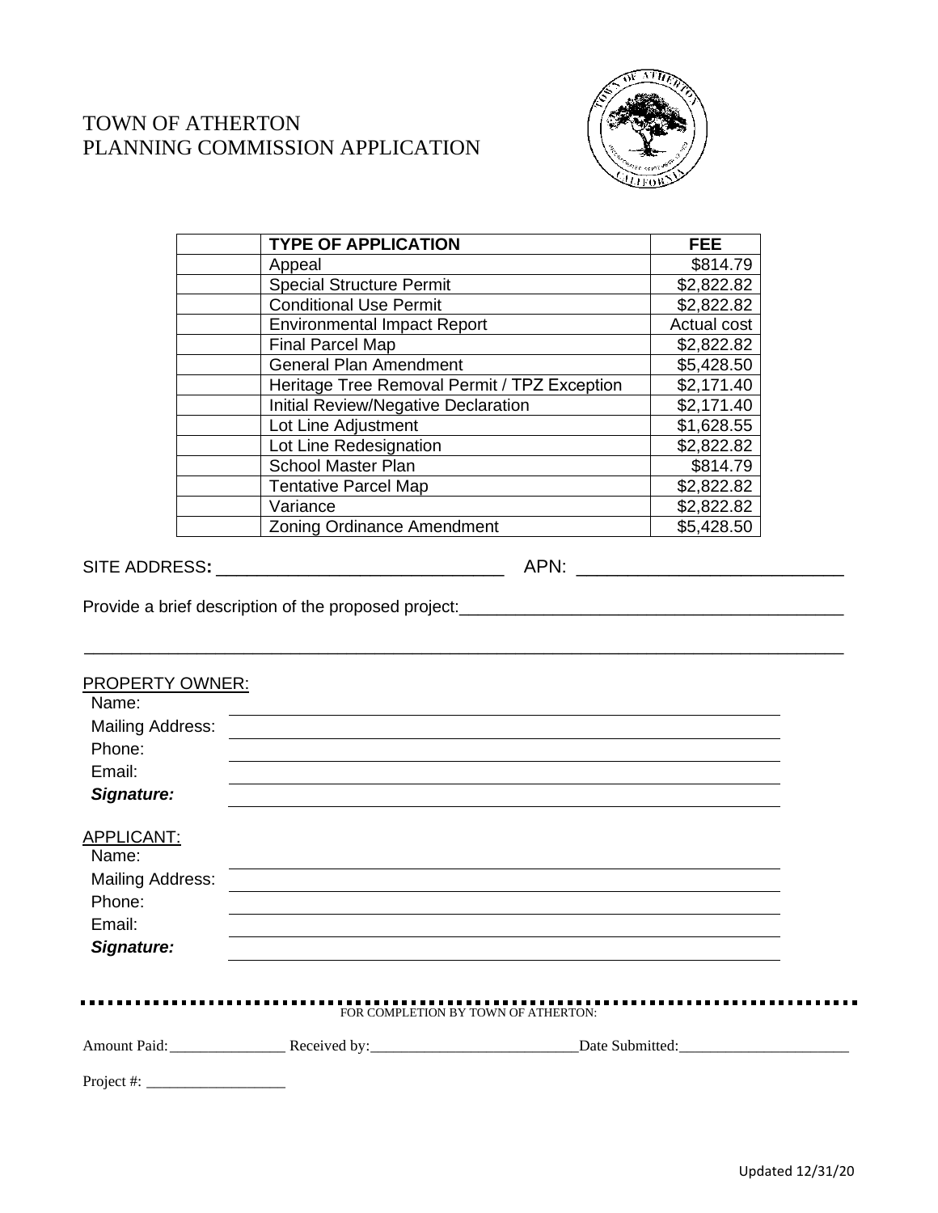# TOWN OF ATHERTON
# PLANNING COMMISSION APPLICATION

| | TYPE OF APPLICATION | FEE |
|---|---|---|
| | Appeal | $814.79 |
| | Special Structure Permit | $2,822.82 |
| | Conditional Use Permit | $2,822.82 |
| | Environmental Impact Report | Actual cost |
| | Final Parcel Map | $2,822.82 |
| | General Plan Amendment | $5,428.50 |
| | Heritage Tree Removal Permit / TPZ Exception | $2,171.40 |
| | Initial Review/Negative Declaration | $2,171.40 |
| | Lot Line Adjustment | $1,628.55 |
| | Lot Line Redesignation | $2,822.82 |
| | School Master Plan | $814.79 |
| | Tentative Parcel Map | $2,822.82 |
| | Variance | $2,822.82 |
| | Zoning Ordinance Amendment | $5,428.50 |

SITE ADDRESS**:** ______________________________ APN: __________________________

Provide a brief description of the proposed project:________________________________________

_____________________________________________________________________________

PROPERTY OWNER:

Name: ____________________________________________

Mailing Address: ____________________________________________

Phone: ____________________________________________

Email: ____________________________________________

***Signature:*** ____________________________________________

APPLICANT:

Name: ____________________________________________

Mailing Address: ____________________________________________

Phone: ____________________________________________

Email: ____________________________________________

***Signature:*** ____________________________________________

FOR COMPLETION BY TOWN OF ATHERTON:

Amount Paid:_______________ Received by:___________________________Date Submitted:______________________

Project #: __________________

Updated 12/31/20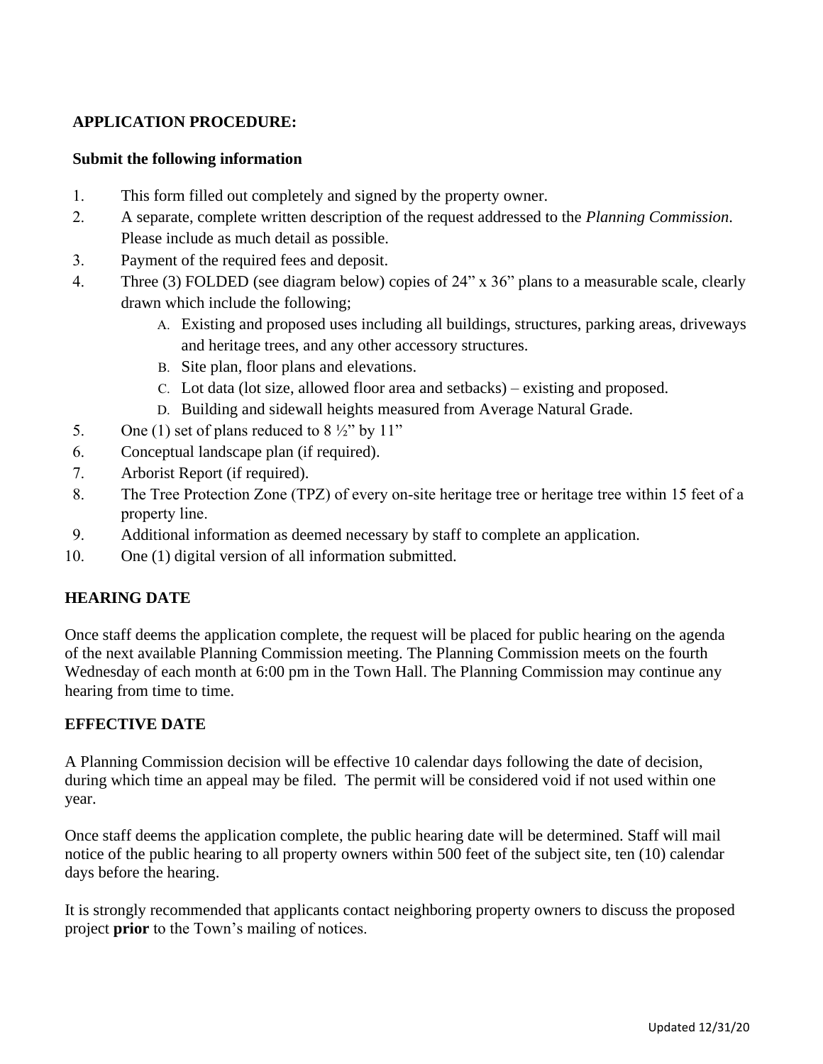**APPLICATION PROCEDURE:**

**Submit the following information**

1. This form filled out completely and signed by the property owner.
2. A separate, complete written description of the request addressed to the *Planning Commission*. Please include as much detail as possible.
3. Payment of the required fees and deposit.
4. Three (3) FOLDED (see diagram below) copies of 24" x 36" plans to a measurable scale, clearly drawn which include the following;
   - A. Existing and proposed uses including all buildings, structures, parking areas, driveways and heritage trees, and any other accessory structures.
   - B. Site plan, floor plans and elevations.
   - C. Lot data (lot size, allowed floor area and setbacks) – existing and proposed.
   - D. Building and sidewall heights measured from Average Natural Grade.
5. One (1) set of plans reduced to 8 ½" by 11"
6. Conceptual landscape plan (if required).
7. Arborist Report (if required).
8. The Tree Protection Zone (TPZ) of every on-site heritage tree or heritage tree within 15 feet of a property line.
9. Additional information as deemed necessary by staff to complete an application.
10. One (1) digital version of all information submitted.

## HEARING DATE

Once staff deems the application complete, the request will be placed for public hearing on the agenda of the next available Planning Commission meeting. The Planning Commission meets on the fourth Wednesday of each month at 6:00 pm in the Town Hall. The Planning Commission may continue any hearing from time to time.

## EFFECTIVE DATE

A Planning Commission decision will be effective 10 calendar days following the date of decision, during which time an appeal may be filed. The permit will be considered void if not used within one year.

Once staff deems the application complete, the public hearing date will be determined. Staff will mail notice of the public hearing to all property owners within 500 feet of the subject site, ten (10) calendar days before the hearing.

It is strongly recommended that applicants contact neighboring property owners to discuss the proposed project **prior** to the Town's mailing of notices.

Updated 12/31/20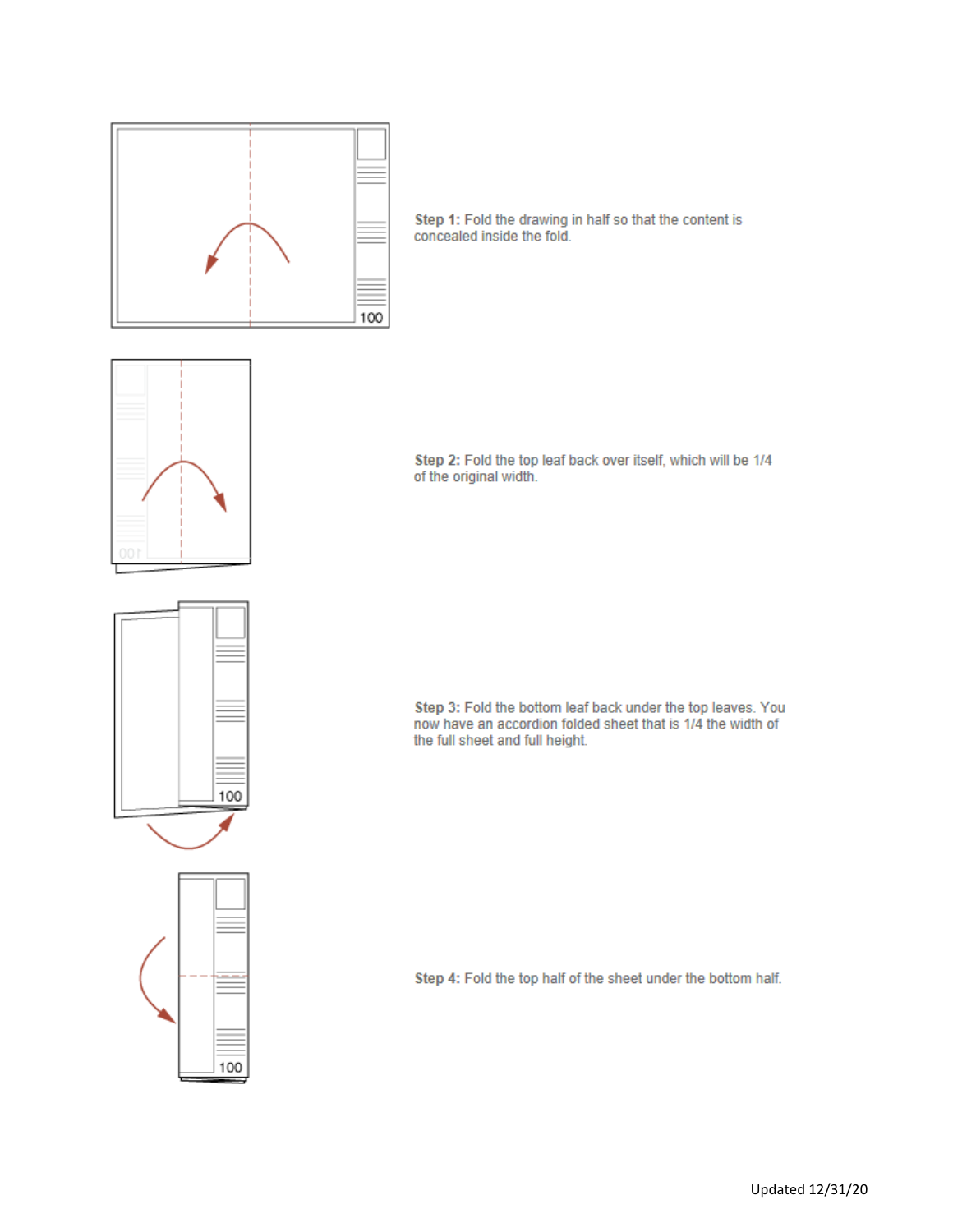**Step 1:** Fold the drawing in half so that the content is concealed inside the fold.

**Step 2:** Fold the top leaf back over itself, which will be 1/4 of the original width.

**Step 3:** Fold the bottom leaf back under the top leaves. You now have an accordion folded sheet that is 1/4 the width of the full sheet and full height.

**Step 4:** Fold the top half of the sheet under the bottom half.